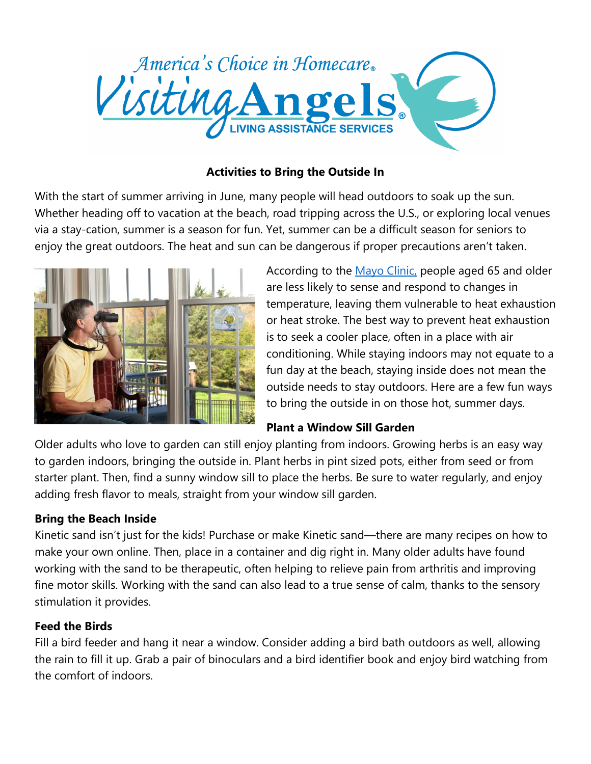America's Choice in Homecare®

Visiting Angels® LIVING ASSISTANCE SERVICES

## Activities to Bring the Outside In

With the start of summer arriving in June, many people will head outdoors to soak up the sun. Whether heading off to vacation at the beach, road tripping across the U.S., or exploring local venues via a stay-cation, summer is a season for fun. Yet, summer can be a difficult season for seniors to enjoy the great outdoors. The heat and sun can be dangerous if proper precautions aren't taken.

According to the Mayo Clinic, people aged 65 and older are less likely to sense and respond to changes in temperature, leaving them vulnerable to heat exhaustion or heat stroke. The best way to prevent heat exhaustion is to seek a cooler place, often in a place with air conditioning. While staying indoors may not equate to a fun day at the beach, staying inside does not mean the outside needs to stay outdoors. Here are a few fun ways to bring the outside in on those hot, summer days.

### Plant a Window Sill Garden

Older adults who love to garden can still enjoy planting from indoors. Growing herbs is an easy way to garden indoors, bringing the outside in. Plant herbs in pint sized pots, either from seed or from starter plant. Then, find a sunny window sill to place the herbs. Be sure to water regularly, and enjoy adding fresh flavor to meals, straight from your window sill garden.

### Bring the Beach Inside

Kinetic sand isn't just for the kids! Purchase or make Kinetic sand—there are many recipes on how to make your own online. Then, place in a container and dig right in. Many older adults have found working with the sand to be therapeutic, often helping to relieve pain from arthritis and improving fine motor skills. Working with the sand can also lead to a true sense of calm, thanks to the sensory stimulation it provides.

### Feed the Birds

Fill a bird feeder and hang it near a window. Consider adding a bird bath outdoors as well, allowing the rain to fill it up. Grab a pair of binoculars and a bird identifier book and enjoy bird watching from the comfort of indoors.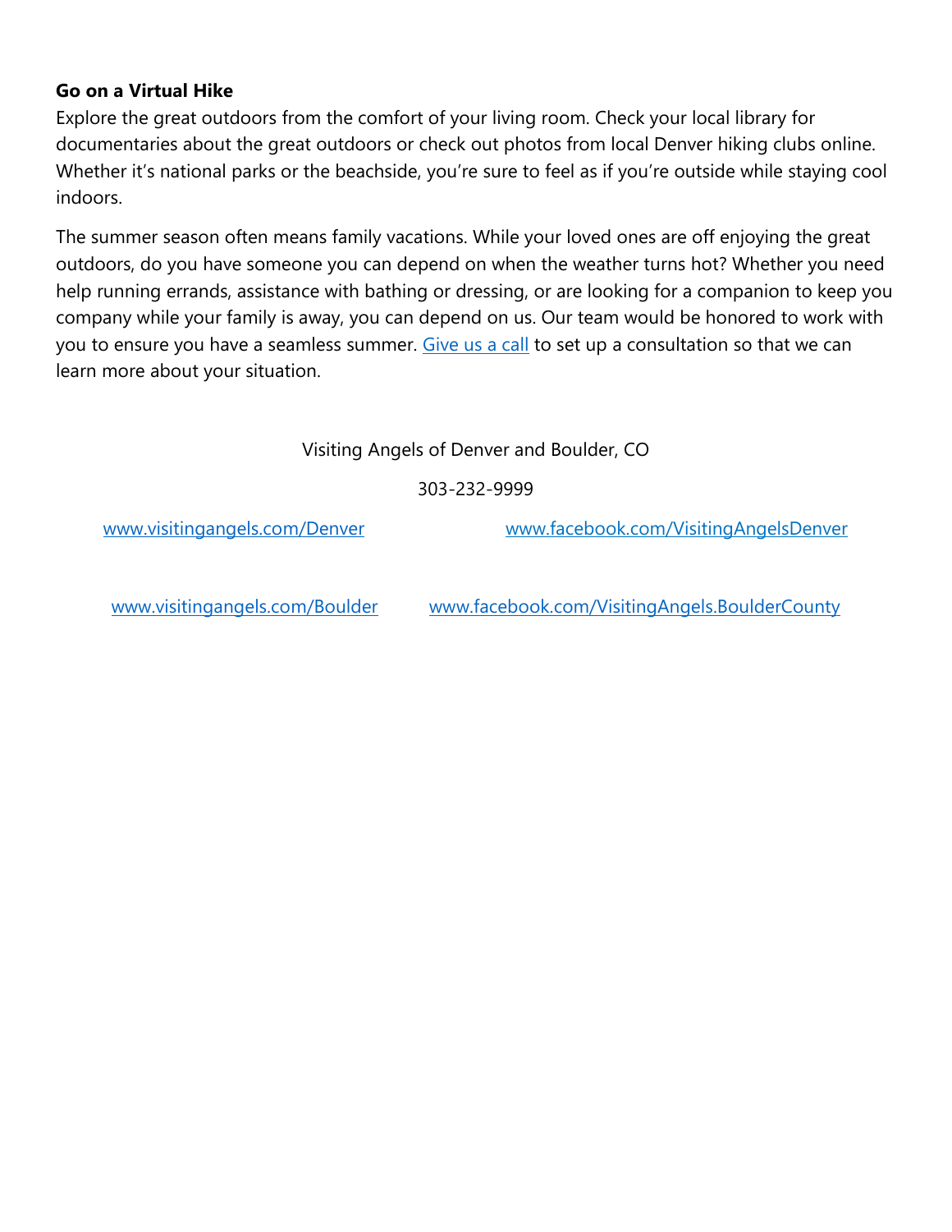**Go on a Virtual Hike**

Explore the great outdoors from the comfort of your living room. Check your local library for documentaries about the great outdoors or check out photos from local Denver hiking clubs online. Whether it's national parks or the beachside, you're sure to feel as if you're outside while staying cool indoors.

The summer season often means family vacations. While your loved ones are off enjoying the great outdoors, do you have someone you can depend on when the weather turns hot? Whether you need help running errands, assistance with bathing or dressing, or are looking for a companion to keep you company while your family is away, you can depend on us. Our team would be honored to work with you to ensure you have a seamless summer. Give us a call to set up a consultation so that we can learn more about your situation.

Visiting Angels of Denver and Boulder, CO

303-232-9999

www.visitingangels.com/Denver

www.facebook.com/VisitingAngelsDenver

www.visitingangels.com/Boulder

www.facebook.com/VisitingAngels.BoulderCounty